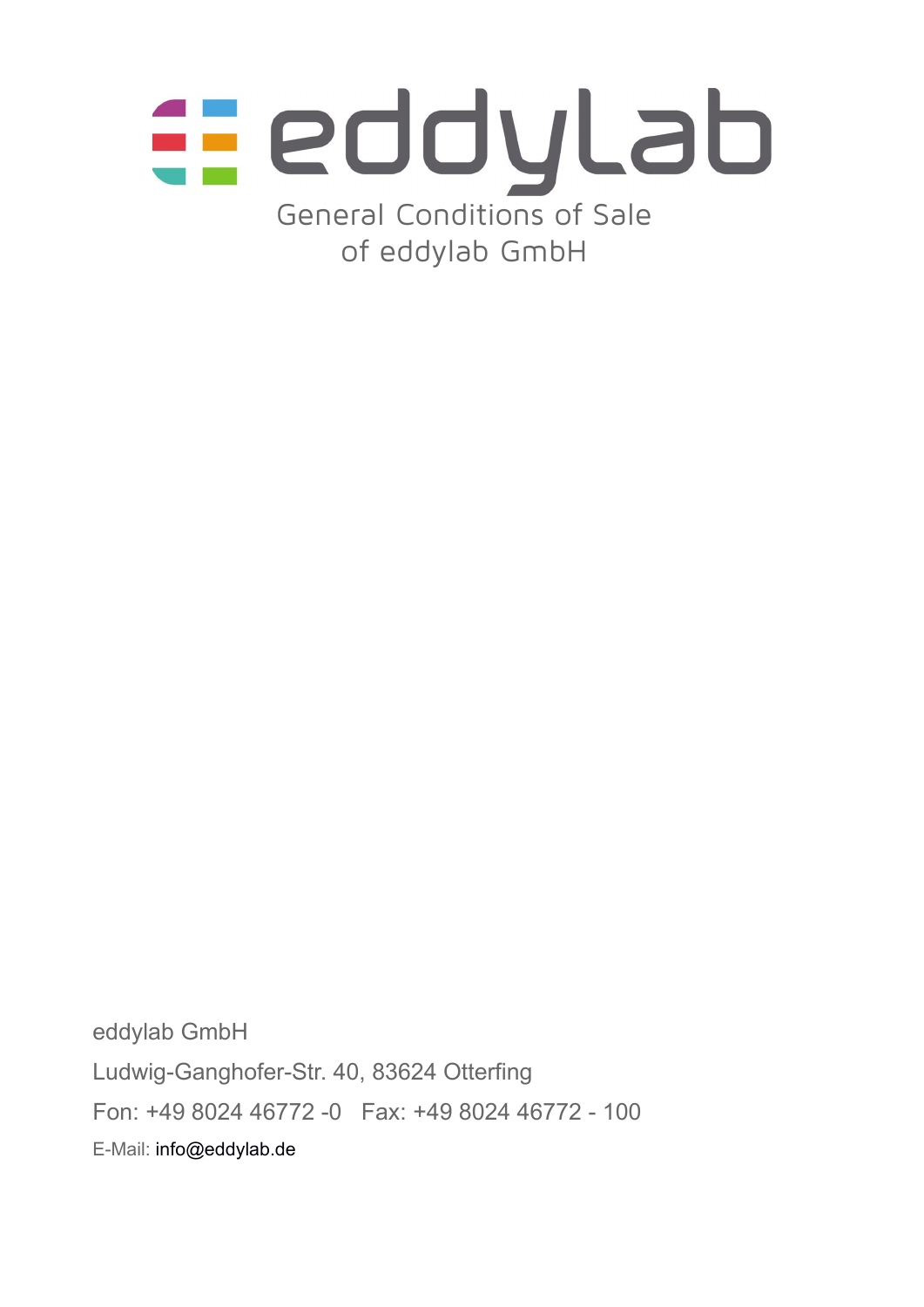# eddylab

## General Conditions of Sale of eddylab GmbH

eddylab GmbH

Ludwig-Ganghofer-Str. 40, 83624 Otterfing

Fon: +49 8024 46772 -0   Fax: +49 8024 46772 - 100

E-Mail: info@eddylab.de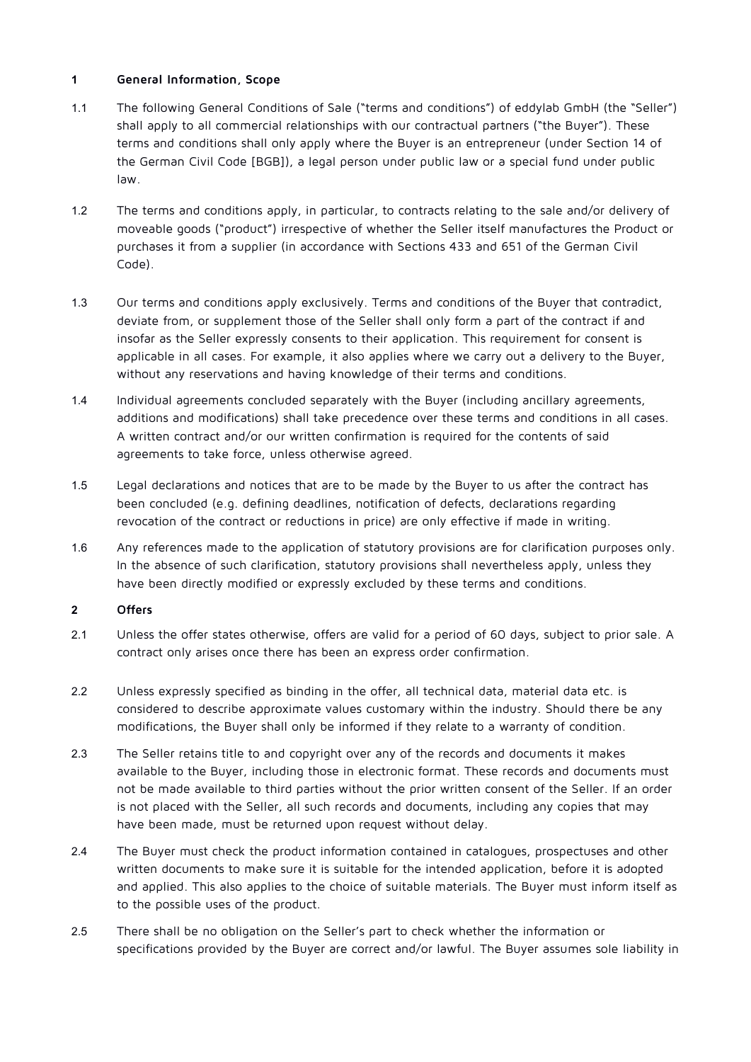## 1 General Information, Scope

1.1 The following General Conditions of Sale ("terms and conditions") of eddylab GmbH (the "Seller") shall apply to all commercial relationships with our contractual partners ("the Buyer"). These terms and conditions shall only apply where the Buyer is an entrepreneur (under Section 14 of the German Civil Code [BGB]), a legal person under public law or a special fund under public law.

1.2 The terms and conditions apply, in particular, to contracts relating to the sale and/or delivery of moveable goods ("product") irrespective of whether the Seller itself manufactures the Product or purchases it from a supplier (in accordance with Sections 433 and 651 of the German Civil Code).

1.3 Our terms and conditions apply exclusively. Terms and conditions of the Buyer that contradict, deviate from, or supplement those of the Seller shall only form a part of the contract if and insofar as the Seller expressly consents to their application. This requirement for consent is applicable in all cases. For example, it also applies where we carry out a delivery to the Buyer, without any reservations and having knowledge of their terms and conditions.

1.4 Individual agreements concluded separately with the Buyer (including ancillary agreements, additions and modifications) shall take precedence over these terms and conditions in all cases. A written contract and/or our written confirmation is required for the contents of said agreements to take force, unless otherwise agreed.

1.5 Legal declarations and notices that are to be made by the Buyer to us after the contract has been concluded (e.g. defining deadlines, notification of defects, declarations regarding revocation of the contract or reductions in price) are only effective if made in writing.

1.6 Any references made to the application of statutory provisions are for clarification purposes only. In the absence of such clarification, statutory provisions shall nevertheless apply, unless they have been directly modified or expressly excluded by these terms and conditions.

## 2 Offers

2.1 Unless the offer states otherwise, offers are valid for a period of 60 days, subject to prior sale. A contract only arises once there has been an express order confirmation.

2.2 Unless expressly specified as binding in the offer, all technical data, material data etc. is considered to describe approximate values customary within the industry. Should there be any modifications, the Buyer shall only be informed if they relate to a warranty of condition.

2.3 The Seller retains title to and copyright over any of the records and documents it makes available to the Buyer, including those in electronic format. These records and documents must not be made available to third parties without the prior written consent of the Seller. If an order is not placed with the Seller, all such records and documents, including any copies that may have been made, must be returned upon request without delay.

2.4 The Buyer must check the product information contained in catalogues, prospectuses and other written documents to make sure it is suitable for the intended application, before it is adopted and applied. This also applies to the choice of suitable materials. The Buyer must inform itself as to the possible uses of the product.

2.5 There shall be no obligation on the Seller's part to check whether the information or specifications provided by the Buyer are correct and/or lawful. The Buyer assumes sole liability in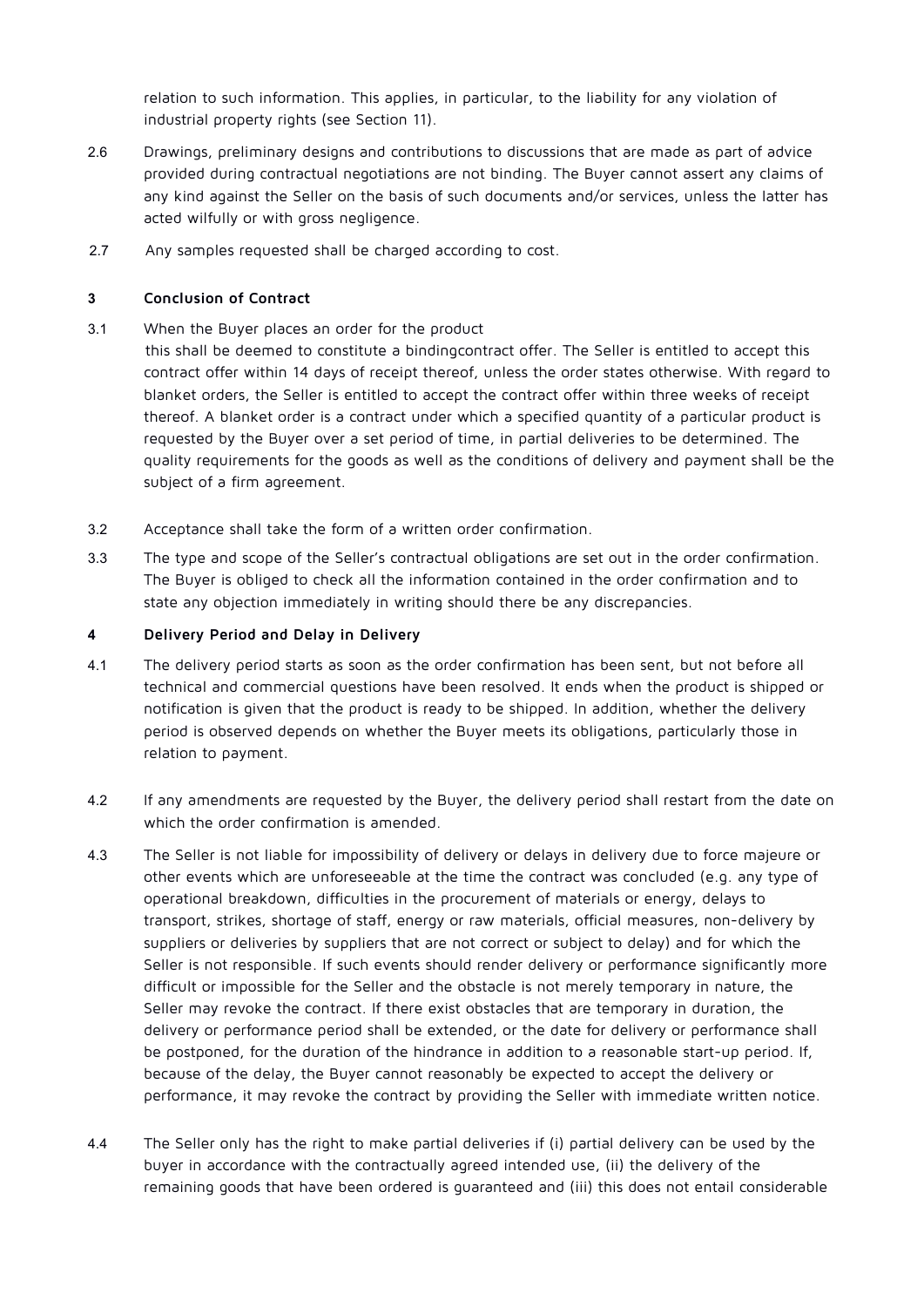relation to such information. This applies, in particular, to the liability for any violation of industrial property rights (see Section 11).

2.6 Drawings, preliminary designs and contributions to discussions that are made as part of advice provided during contractual negotiations are not binding. The Buyer cannot assert any claims of any kind against the Seller on the basis of such documents and/or services, unless the latter has acted wilfully or with gross negligence.

2.7 Any samples requested shall be charged according to cost.

## 3 Conclusion of Contract

3.1 When the Buyer places an order for the product this shall be deemed to constitute a bindingcontract offer. The Seller is entitled to accept this contract offer within 14 days of receipt thereof, unless the order states otherwise. With regard to blanket orders, the Seller is entitled to accept the contract offer within three weeks of receipt thereof. A blanket order is a contract under which a specified quantity of a particular product is requested by the Buyer over a set period of time, in partial deliveries to be determined. The quality requirements for the goods as well as the conditions of delivery and payment shall be the subject of a firm agreement.

3.2 Acceptance shall take the form of a written order confirmation.

3.3 The type and scope of the Seller's contractual obligations are set out in the order confirmation. The Buyer is obliged to check all the information contained in the order confirmation and to state any objection immediately in writing should there be any discrepancies.

## 4 Delivery Period and Delay in Delivery

4.1 The delivery period starts as soon as the order confirmation has been sent, but not before all technical and commercial questions have been resolved. It ends when the product is shipped or notification is given that the product is ready to be shipped. In addition, whether the delivery period is observed depends on whether the Buyer meets its obligations, particularly those in relation to payment.

4.2 If any amendments are requested by the Buyer, the delivery period shall restart from the date on which the order confirmation is amended.

4.3 The Seller is not liable for impossibility of delivery or delays in delivery due to force majeure or other events which are unforeseeable at the time the contract was concluded (e.g. any type of operational breakdown, difficulties in the procurement of materials or energy, delays to transport, strikes, shortage of staff, energy or raw materials, official measures, non-delivery by suppliers or deliveries by suppliers that are not correct or subject to delay) and for which the Seller is not responsible. If such events should render delivery or performance significantly more difficult or impossible for the Seller and the obstacle is not merely temporary in nature, the Seller may revoke the contract. If there exist obstacles that are temporary in duration, the delivery or performance period shall be extended, or the date for delivery or performance shall be postponed, for the duration of the hindrance in addition to a reasonable start-up period. If, because of the delay, the Buyer cannot reasonably be expected to accept the delivery or performance, it may revoke the contract by providing the Seller with immediate written notice.

4.4 The Seller only has the right to make partial deliveries if (i) partial delivery can be used by the buyer in accordance with the contractually agreed intended use, (ii) the delivery of the remaining goods that have been ordered is guaranteed and (iii) this does not entail considerable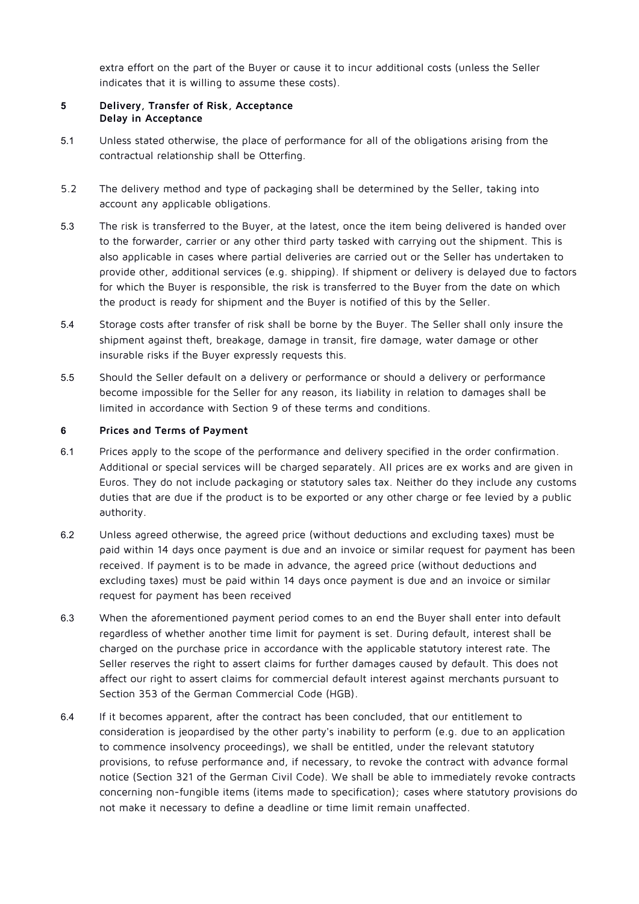extra effort on the part of the Buyer or cause it to incur additional costs (unless the Seller indicates that it is willing to assume these costs).

## 5 Delivery, Transfer of Risk, Acceptance Delay in Acceptance

5.1 Unless stated otherwise, the place of performance for all of the obligations arising from the contractual relationship shall be Otterfing.

5.2 The delivery method and type of packaging shall be determined by the Seller, taking into account any applicable obligations.

5.3 The risk is transferred to the Buyer, at the latest, once the item being delivered is handed over to the forwarder, carrier or any other third party tasked with carrying out the shipment. This is also applicable in cases where partial deliveries are carried out or the Seller has undertaken to provide other, additional services (e.g. shipping). If shipment or delivery is delayed due to factors for which the Buyer is responsible, the risk is transferred to the Buyer from the date on which the product is ready for shipment and the Buyer is notified of this by the Seller.

5.4 Storage costs after transfer of risk shall be borne by the Buyer. The Seller shall only insure the shipment against theft, breakage, damage in transit, fire damage, water damage or other insurable risks if the Buyer expressly requests this.

5.5 Should the Seller default on a delivery or performance or should a delivery or performance become impossible for the Seller for any reason, its liability in relation to damages shall be limited in accordance with Section 9 of these terms and conditions.

## 6 Prices and Terms of Payment

6.1 Prices apply to the scope of the performance and delivery specified in the order confirmation. Additional or special services will be charged separately. All prices are ex works and are given in Euros. They do not include packaging or statutory sales tax. Neither do they include any customs duties that are due if the product is to be exported or any other charge or fee levied by a public authority.

6.2 Unless agreed otherwise, the agreed price (without deductions and excluding taxes) must be paid within 14 days once payment is due and an invoice or similar request for payment has been received. If payment is to be made in advance, the agreed price (without deductions and excluding taxes) must be paid within 14 days once payment is due and an invoice or similar request for payment has been received

6.3 When the aforementioned payment period comes to an end the Buyer shall enter into default regardless of whether another time limit for payment is set. During default, interest shall be charged on the purchase price in accordance with the applicable statutory interest rate. The Seller reserves the right to assert claims for further damages caused by default. This does not affect our right to assert claims for commercial default interest against merchants pursuant to Section 353 of the German Commercial Code (HGB).

6.4 If it becomes apparent, after the contract has been concluded, that our entitlement to consideration is jeopardised by the other party's inability to perform (e.g. due to an application to commence insolvency proceedings), we shall be entitled, under the relevant statutory provisions, to refuse performance and, if necessary, to revoke the contract with advance formal notice (Section 321 of the German Civil Code). We shall be able to immediately revoke contracts concerning non-fungible items (items made to specification); cases where statutory provisions do not make it necessary to define a deadline or time limit remain unaffected.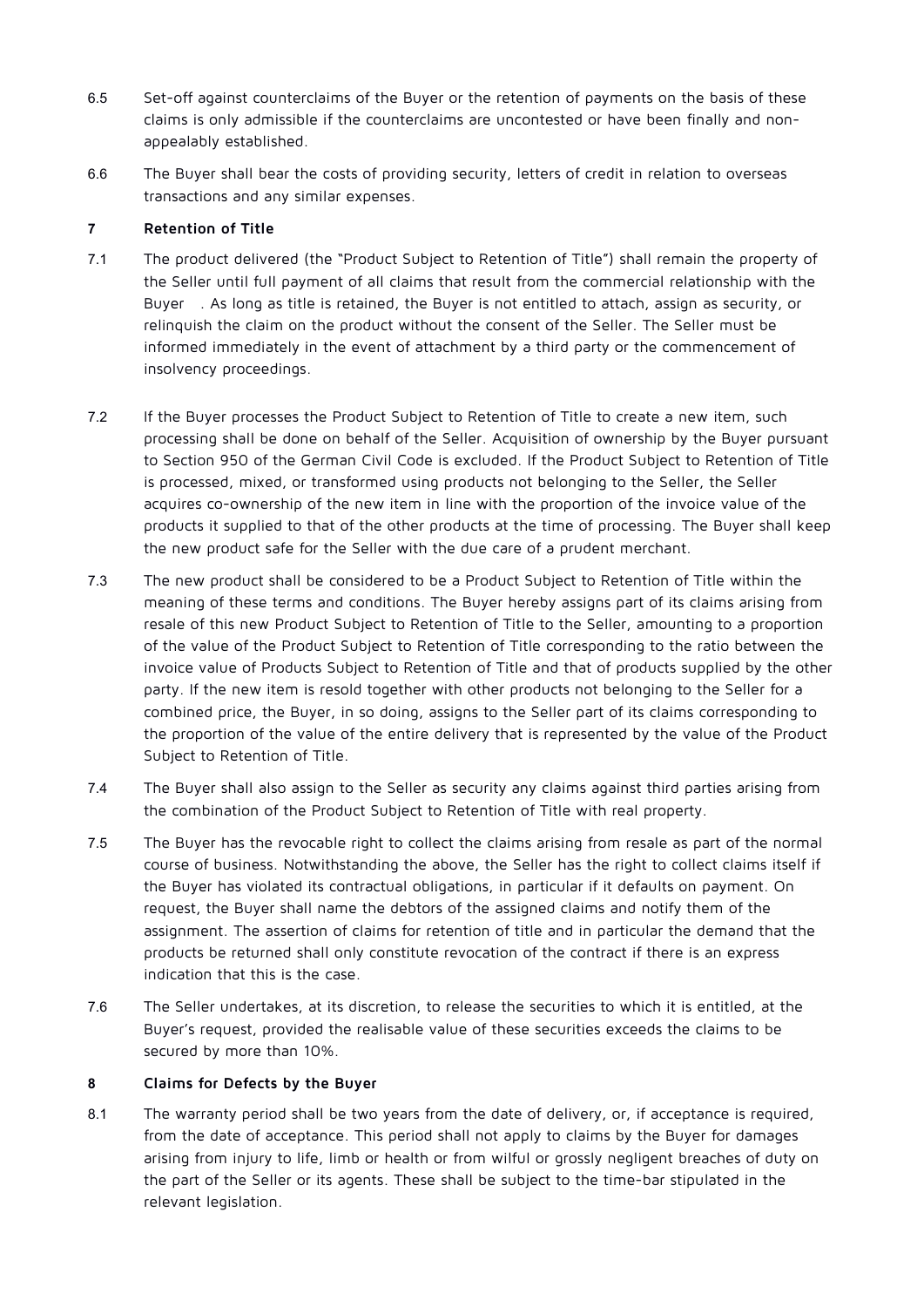6.5 Set-off against counterclaims of the Buyer or the retention of payments on the basis of these claims is only admissible if the counterclaims are uncontested or have been finally and non-appealably established.

6.6 The Buyer shall bear the costs of providing security, letters of credit in relation to overseas transactions and any similar expenses.

## 7 Retention of Title

7.1 The product delivered (the "Product Subject to Retention of Title") shall remain the property of the Seller until full payment of all claims that result from the commercial relationship with the Buyer . As long as title is retained, the Buyer is not entitled to attach, assign as security, or relinquish the claim on the product without the consent of the Seller. The Seller must be informed immediately in the event of attachment by a third party or the commencement of insolvency proceedings.

7.2 If the Buyer processes the Product Subject to Retention of Title to create a new item, such processing shall be done on behalf of the Seller. Acquisition of ownership by the Buyer pursuant to Section 950 of the German Civil Code is excluded. If the Product Subject to Retention of Title is processed, mixed, or transformed using products not belonging to the Seller, the Seller acquires co-ownership of the new item in line with the proportion of the invoice value of the products it supplied to that of the other products at the time of processing. The Buyer shall keep the new product safe for the Seller with the due care of a prudent merchant.

7.3 The new product shall be considered to be a Product Subject to Retention of Title within the meaning of these terms and conditions. The Buyer hereby assigns part of its claims arising from resale of this new Product Subject to Retention of Title to the Seller, amounting to a proportion of the value of the Product Subject to Retention of Title corresponding to the ratio between the invoice value of Products Subject to Retention of Title and that of products supplied by the other party. If the new item is resold together with other products not belonging to the Seller for a combined price, the Buyer, in so doing, assigns to the Seller part of its claims corresponding to the proportion of the value of the entire delivery that is represented by the value of the Product Subject to Retention of Title.

7.4 The Buyer shall also assign to the Seller as security any claims against third parties arising from the combination of the Product Subject to Retention of Title with real property.

7.5 The Buyer has the revocable right to collect the claims arising from resale as part of the normal course of business. Notwithstanding the above, the Seller has the right to collect claims itself if the Buyer has violated its contractual obligations, in particular if it defaults on payment. On request, the Buyer shall name the debtors of the assigned claims and notify them of the assignment. The assertion of claims for retention of title and in particular the demand that the products be returned shall only constitute revocation of the contract if there is an express indication that this is the case.

7.6 The Seller undertakes, at its discretion, to release the securities to which it is entitled, at the Buyer's request, provided the realisable value of these securities exceeds the claims to be secured by more than 10%.

## 8 Claims for Defects by the Buyer

8.1 The warranty period shall be two years from the date of delivery, or, if acceptance is required, from the date of acceptance. This period shall not apply to claims by the Buyer for damages arising from injury to life, limb or health or from wilful or grossly negligent breaches of duty on the part of the Seller or its agents. These shall be subject to the time-bar stipulated in the relevant legislation.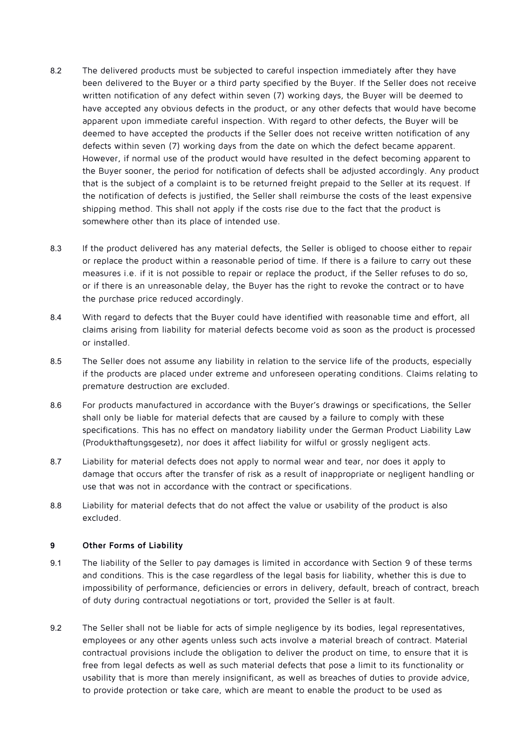8.2 The delivered products must be subjected to careful inspection immediately after they have been delivered to the Buyer or a third party specified by the Buyer. If the Seller does not receive written notification of any defect within seven (7) working days, the Buyer will be deemed to have accepted any obvious defects in the product, or any other defects that would have become apparent upon immediate careful inspection. With regard to other defects, the Buyer will be deemed to have accepted the products if the Seller does not receive written notification of any defects within seven (7) working days from the date on which the defect became apparent. However, if normal use of the product would have resulted in the defect becoming apparent to the Buyer sooner, the period for notification of defects shall be adjusted accordingly. Any product that is the subject of a complaint is to be returned freight prepaid to the Seller at its request. If the notification of defects is justified, the Seller shall reimburse the costs of the least expensive shipping method. This shall not apply if the costs rise due to the fact that the product is somewhere other than its place of intended use.

8.3 If the product delivered has any material defects, the Seller is obliged to choose either to repair or replace the product within a reasonable period of time. If there is a failure to carry out these measures i.e. if it is not possible to repair or replace the product, if the Seller refuses to do so, or if there is an unreasonable delay, the Buyer has the right to revoke the contract or to have the purchase price reduced accordingly.

8.4 With regard to defects that the Buyer could have identified with reasonable time and effort, all claims arising from liability for material defects become void as soon as the product is processed or installed.

8.5 The Seller does not assume any liability in relation to the service life of the products, especially if the products are placed under extreme and unforeseen operating conditions. Claims relating to premature destruction are excluded.

8.6 For products manufactured in accordance with the Buyer's drawings or specifications, the Seller shall only be liable for material defects that are caused by a failure to comply with these specifications. This has no effect on mandatory liability under the German Product Liability Law (Produkthaftungsgesetz), nor does it affect liability for wilful or grossly negligent acts.

8.7 Liability for material defects does not apply to normal wear and tear, nor does it apply to damage that occurs after the transfer of risk as a result of inappropriate or negligent handling or use that was not in accordance with the contract or specifications.

8.8 Liability for material defects that do not affect the value or usability of the product is also excluded.

## 9 Other Forms of Liability

9.1 The liability of the Seller to pay damages is limited in accordance with Section 9 of these terms and conditions. This is the case regardless of the legal basis for liability, whether this is due to impossibility of performance, deficiencies or errors in delivery, default, breach of contract, breach of duty during contractual negotiations or tort, provided the Seller is at fault.

9.2 The Seller shall not be liable for acts of simple negligence by its bodies, legal representatives, employees or any other agents unless such acts involve a material breach of contract. Material contractual provisions include the obligation to deliver the product on time, to ensure that it is free from legal defects as well as such material defects that pose a limit to its functionality or usability that is more than merely insignificant, as well as breaches of duties to provide advice, to provide protection or take care, which are meant to enable the product to be used as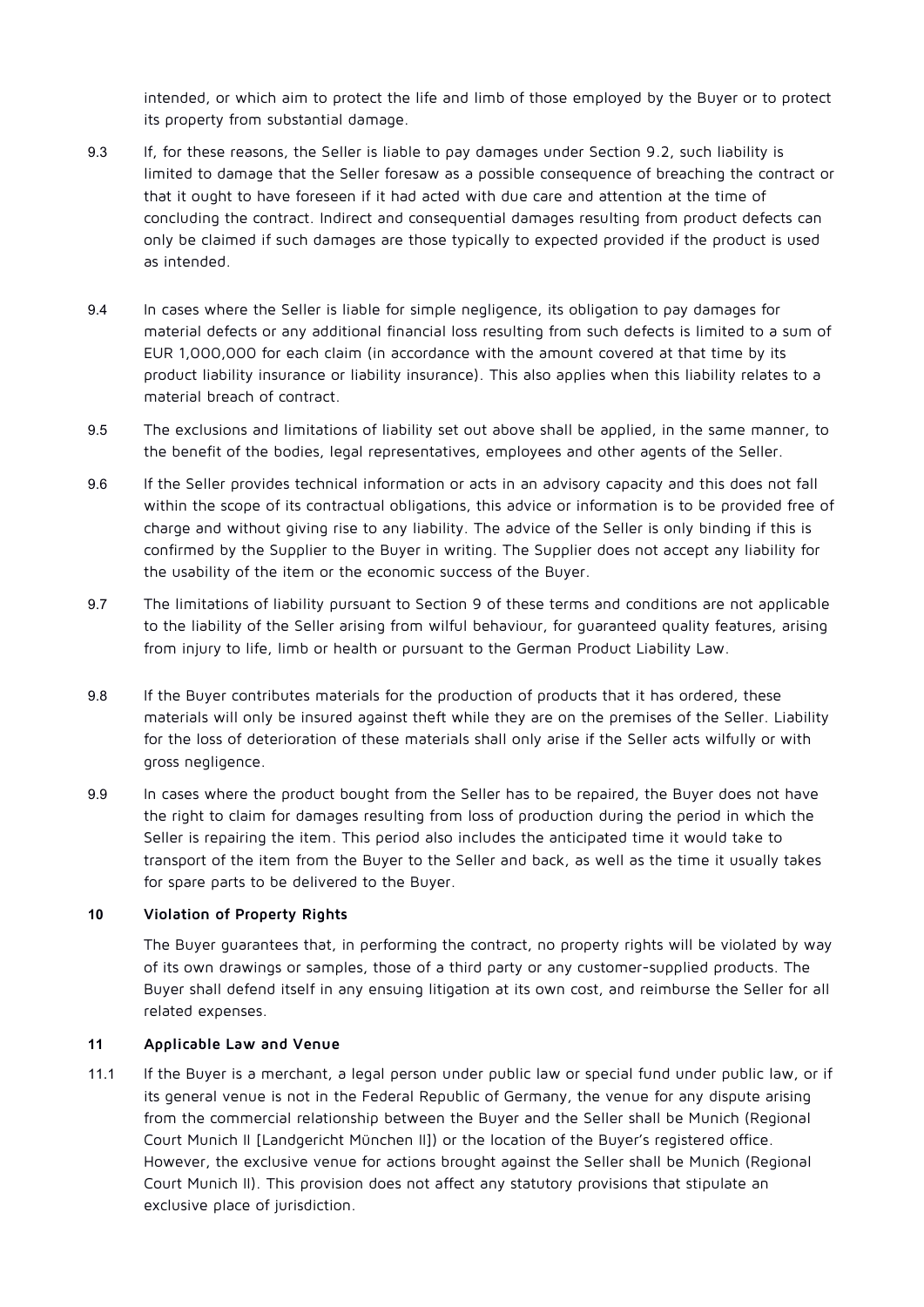intended, or which aim to protect the life and limb of those employed by the Buyer or to protect its property from substantial damage.

9.3 If, for these reasons, the Seller is liable to pay damages under Section 9.2, such liability is limited to damage that the Seller foresaw as a possible consequence of breaching the contract or that it ought to have foreseen if it had acted with due care and attention at the time of concluding the contract. Indirect and consequential damages resulting from product defects can only be claimed if such damages are those typically to expected provided if the product is used as intended.

9.4 In cases where the Seller is liable for simple negligence, its obligation to pay damages for material defects or any additional financial loss resulting from such defects is limited to a sum of EUR 1,000,000 for each claim (in accordance with the amount covered at that time by its product liability insurance or liability insurance). This also applies when this liability relates to a material breach of contract.

9.5 The exclusions and limitations of liability set out above shall be applied, in the same manner, to the benefit of the bodies, legal representatives, employees and other agents of the Seller.

9.6 If the Seller provides technical information or acts in an advisory capacity and this does not fall within the scope of its contractual obligations, this advice or information is to be provided free of charge and without giving rise to any liability. The advice of the Seller is only binding if this is confirmed by the Supplier to the Buyer in writing. The Supplier does not accept any liability for the usability of the item or the economic success of the Buyer.

9.7 The limitations of liability pursuant to Section 9 of these terms and conditions are not applicable to the liability of the Seller arising from wilful behaviour, for guaranteed quality features, arising from injury to life, limb or health or pursuant to the German Product Liability Law.

9.8 If the Buyer contributes materials for the production of products that it has ordered, these materials will only be insured against theft while they are on the premises of the Seller. Liability for the loss of deterioration of these materials shall only arise if the Seller acts wilfully or with gross negligence.

9.9 In cases where the product bought from the Seller has to be repaired, the Buyer does not have the right to claim for damages resulting from loss of production during the period in which the Seller is repairing the item. This period also includes the anticipated time it would take to transport of the item from the Buyer to the Seller and back, as well as the time it usually takes for spare parts to be delivered to the Buyer.

## 10 Violation of Property Rights

The Buyer guarantees that, in performing the contract, no property rights will be violated by way of its own drawings or samples, those of a third party or any customer-supplied products. The Buyer shall defend itself in any ensuing litigation at its own cost, and reimburse the Seller for all related expenses.

## 11 Applicable Law and Venue

11.1 If the Buyer is a merchant, a legal person under public law or special fund under public law, or if its general venue is not in the Federal Republic of Germany, the venue for any dispute arising from the commercial relationship between the Buyer and the Seller shall be Munich (Regional Court Munich II [Landgericht München II]) or the location of the Buyer's registered office. However, the exclusive venue for actions brought against the Seller shall be Munich (Regional Court Munich II). This provision does not affect any statutory provisions that stipulate an exclusive place of jurisdiction.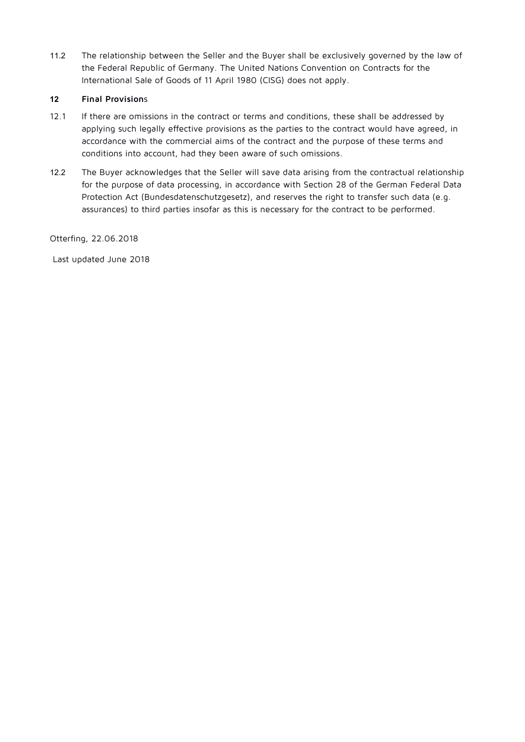11.2 The relationship between the Seller and the Buyer shall be exclusively governed by the law of the Federal Republic of Germany. The United Nations Convention on Contracts for the International Sale of Goods of 11 April 1980 (CISG) does not apply.

## 12 Final Provisions

12.1 If there are omissions in the contract or terms and conditions, these shall be addressed by applying such legally effective provisions as the parties to the contract would have agreed, in accordance with the commercial aims of the contract and the purpose of these terms and conditions into account, had they been aware of such omissions.

12.2 The Buyer acknowledges that the Seller will save data arising from the contractual relationship for the purpose of data processing, in accordance with Section 28 of the German Federal Data Protection Act (Bundesdatenschutzgesetz), and reserves the right to transfer such data (e.g. assurances) to third parties insofar as this is necessary for the contract to be performed.

Otterfing, 22.06.2018

Last updated June 2018